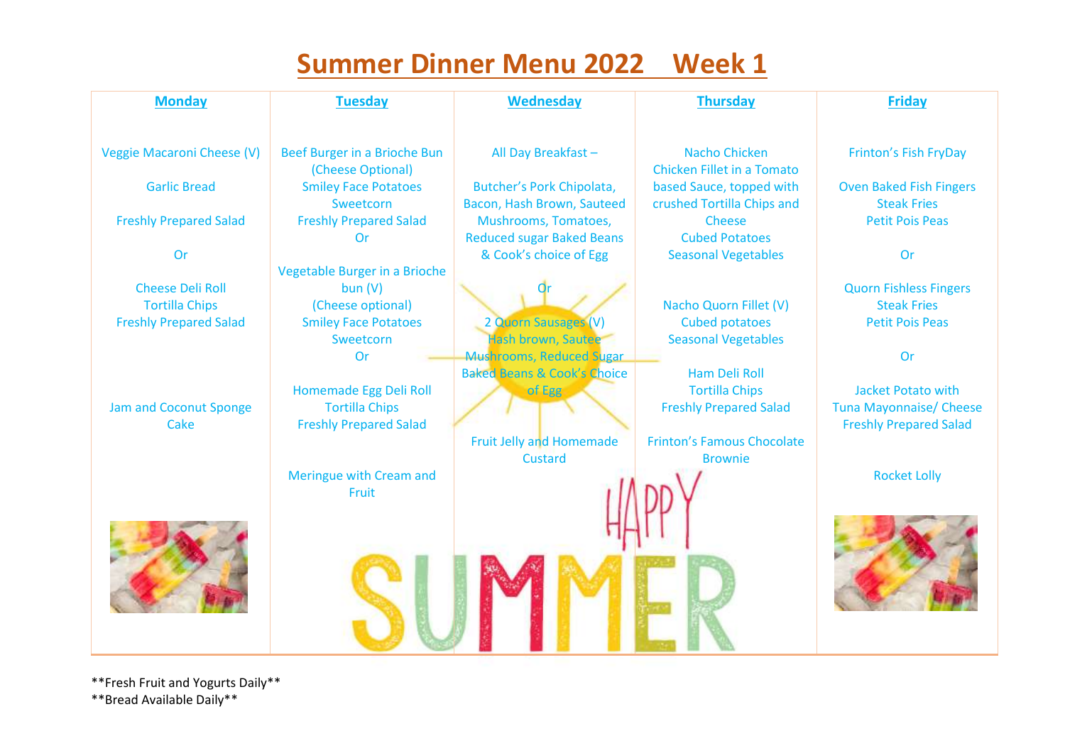# Summer Dinner Menu 2022 Week 1

| Monday | Tuesday | Wednesday | Thursday | Friday |
|---|---|---|---|---|
| Veggie Macaroni Cheese (V)<br><br>Garlic Bread<br><br>Freshly Prepared Salad<br><br>Or<br><br>Cheese Deli Roll<br>Tortilla Chips<br>Freshly Prepared Salad<br><br>Jam and Coconut Sponge Cake | Beef Burger in a Brioche Bun (Cheese Optional)<br>Smiley Face Potatoes<br>Sweetcorn<br>Freshly Prepared Salad<br>Or<br><br>Vegetable Burger in a Brioche bun (V)<br>(Cheese optional)<br>Smiley Face Potatoes<br>Sweetcorn<br>Or<br><br>Homemade Egg Deli Roll<br>Tortilla Chips<br>Freshly Prepared Salad<br><br>Meringue with Cream and Fruit | All Day Breakfast –<br><br>Butcher's Pork Chipolata, Bacon, Hash Brown, Sauteed Mushrooms, Tomatoes, Reduced sugar Baked Beans & Cook's choice of Egg<br><br>Or<br><br>2 Quorn Sausages (V)<br>Hash brown, Sautee Mushrooms, Reduced Sugar Baked Beans & Cook's Choice of Egg<br><br>Fruit Jelly and Homemade Custard | Nacho Chicken<br>Chicken Fillet in a Tomato based Sauce, topped with crushed Tortilla Chips and Cheese<br>Cubed Potatoes<br>Seasonal Vegetables<br><br>Nacho Quorn Fillet (V)<br>Cubed potatoes<br>Seasonal Vegetables<br><br>Ham Deli Roll<br>Tortilla Chips<br>Freshly Prepared Salad<br><br>Frinton's Famous Chocolate Brownie | Frinton's Fish FryDay<br><br>Oven Baked Fish Fingers<br>Steak Fries<br>Petit Pois Peas<br><br>Or<br><br>Quorn Fishless Fingers<br>Steak Fries<br>Petit Pois Peas<br><br>Or<br><br>Jacket Potato with Tuna Mayonnaise/ Cheese<br>Freshly Prepared Salad<br><br>Rocket Lolly |

HAPPY SUMMER

**Fresh Fruit and Yogurts Daily**
**Bread Available Daily**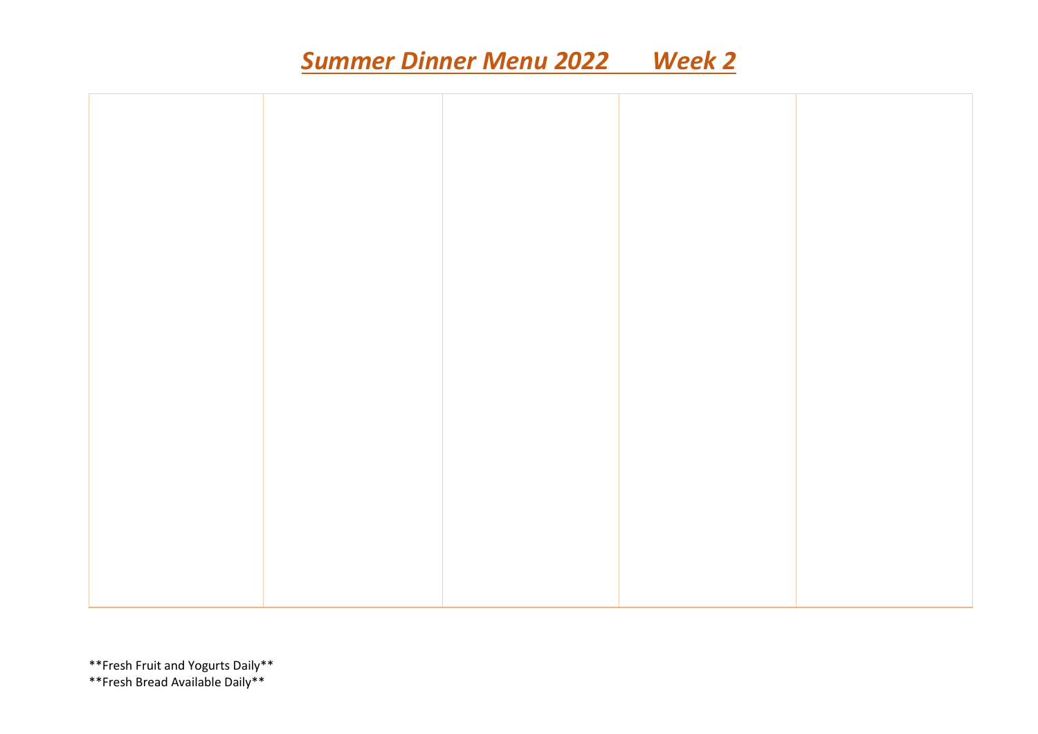# ***Summer Dinner Menu 2022 Week 2***

| | | | | |
|---|---|---|---|---|
| | | | | |

**Fresh Fruit and Yogurts Daily**
**Fresh Bread Available Daily**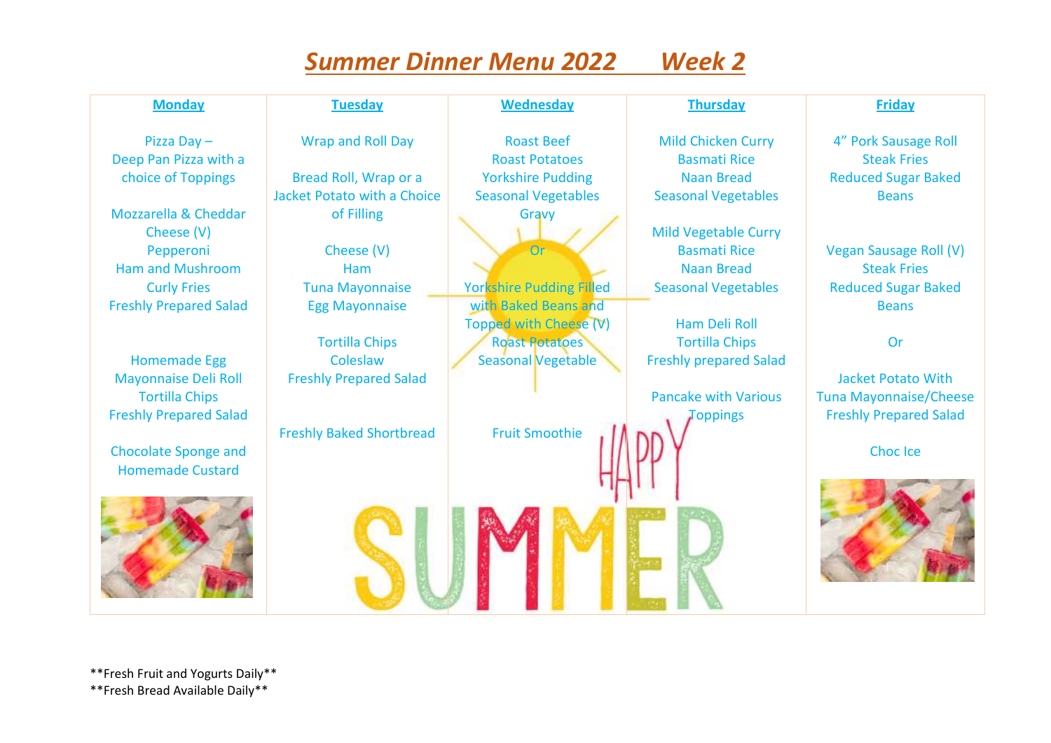# *Summer Dinner Menu 2022 Week 2*

| Monday | Tuesday | Wednesday | Thursday | Friday |
| --- | --- | --- | --- | --- |
| Pizza Day – Deep Pan Pizza with a choice of Toppings<br><br>Mozzarella & Cheddar Cheese (V)<br>Pepperoni<br>Ham and Mushroom<br>Curly Fries<br>Freshly Prepared Salad<br><br>Homemade Egg Mayonnaise Deli Roll<br>Tortilla Chips<br>Freshly Prepared Salad<br><br>Chocolate Sponge and Homemade Custard | Wrap and Roll Day<br><br>Bread Roll, Wrap or a Jacket Potato with a Choice of Filling<br><br>Cheese (V)<br>Ham<br>Tuna Mayonnaise<br>Egg Mayonnaise<br><br>Tortilla Chips<br>Coleslaw<br>Freshly Prepared Salad<br><br>Freshly Baked Shortbread | Roast Beef<br>Roast Potatoes<br>Yorkshire Pudding<br>Seasonal Vegetables<br>Gravy<br><br>Or<br><br>Yorkshire Pudding Filled with Baked Beans and Topped with Cheese (V)<br>Roast Potatoes<br>Seasonal Vegetable<br><br>Fruit Smoothie | Mild Chicken Curry<br>Basmati Rice<br>Naan Bread<br>Seasonal Vegetables<br><br>Mild Vegetable Curry<br>Basmati Rice<br>Naan Bread<br>Seasonal Vegetables<br><br>Ham Deli Roll<br>Tortilla Chips<br>Freshly prepared Salad<br><br>Pancake with Various Toppings | 4" Pork Sausage Roll<br>Steak Fries<br>Reduced Sugar Baked Beans<br><br>Vegan Sausage Roll (V)<br>Steak Fries<br>Reduced Sugar Baked Beans<br><br>Or<br><br>Jacket Potato With Tuna Mayonnaise/Cheese<br>Freshly Prepared Salad<br><br>Choc Ice |

HAPPY SUMMER

**Fresh Fruit and Yogurts Daily**

**Fresh Bread Available Daily**